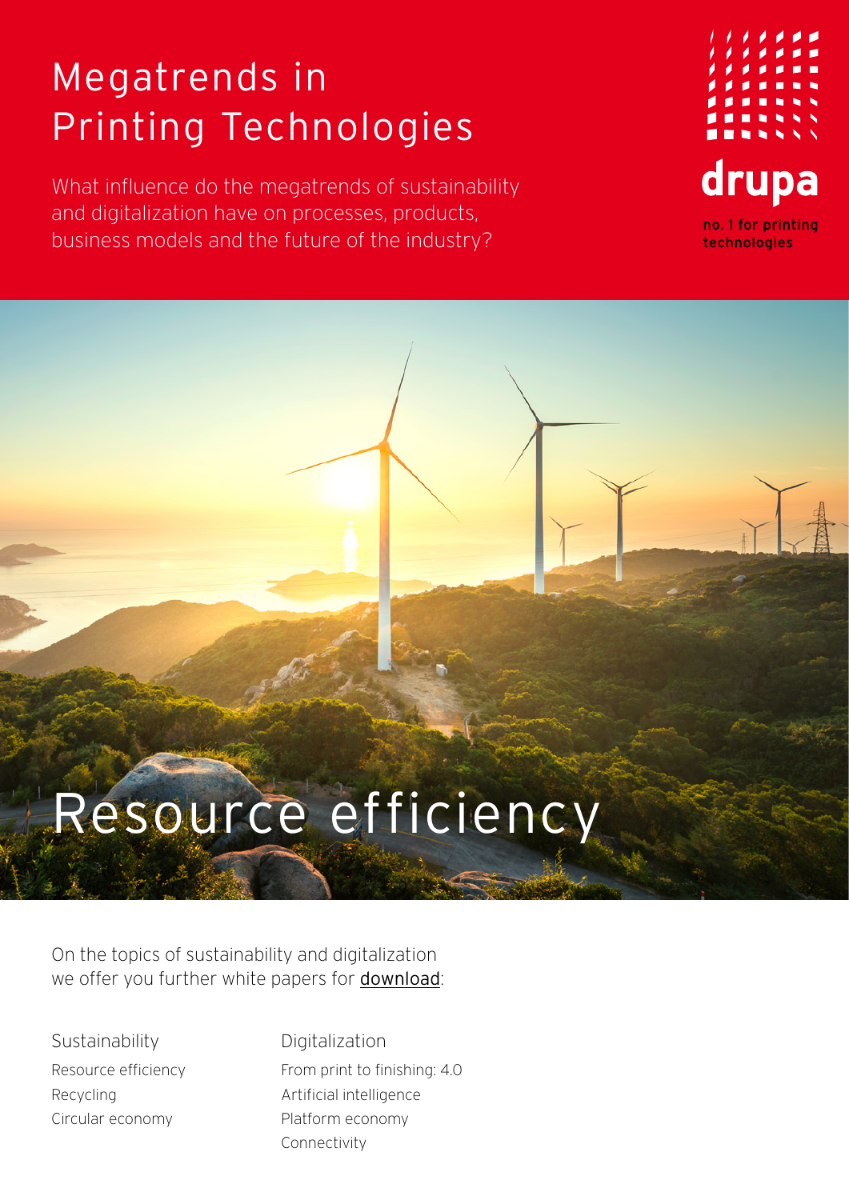# Megatrends in Printing Technologies

What influence do the megatrends of sustainability and digitalization have on processes, products, business models and the future of the industry?

drupa

no. 1 for printing technologies

## Resource efficiency

On the topics of sustainability and digitalization we offer you further white papers for download:

**Sustainability**

- Resource efficiency
- Recycling
- Circular economy

**Digitalization**

- From print to finishing: 4.0
- Artificial intelligence
- Platform economy
- Connectivity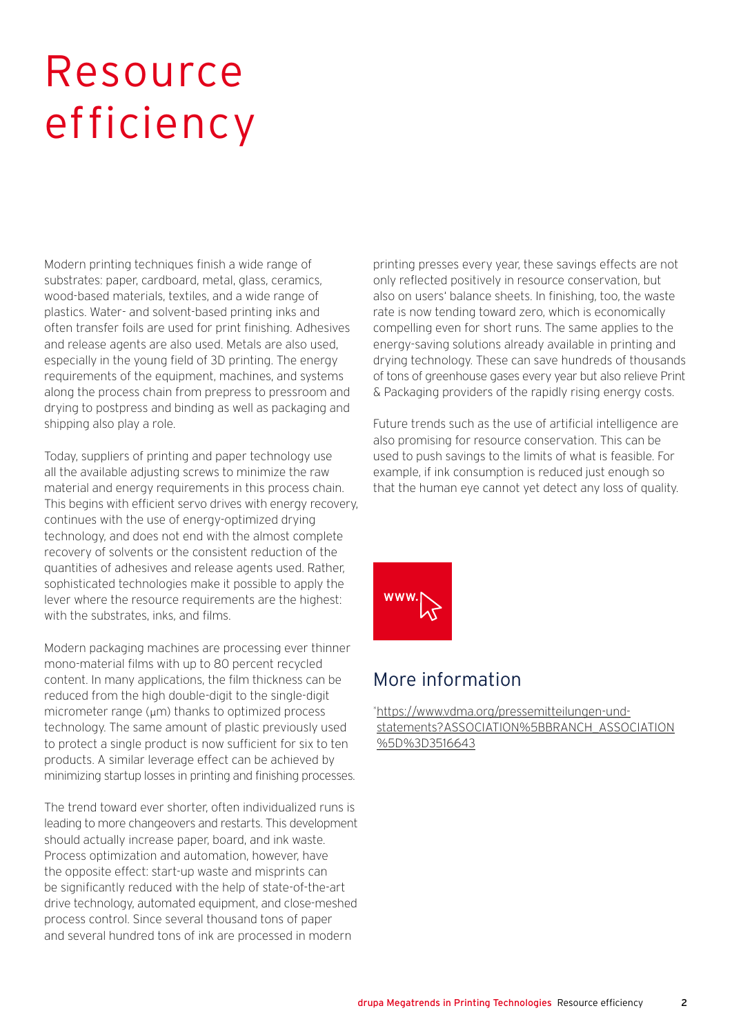# Resource efficiency

Modern printing techniques finish a wide range of substrates: paper, cardboard, metal, glass, ceramics, wood-based materials, textiles, and a wide range of plastics. Water- and solvent-based printing inks and often transfer foils are used for print finishing. Adhesives and release agents are also used. Metals are also used, especially in the young field of 3D printing. The energy requirements of the equipment, machines, and systems along the process chain from prepress to pressroom and drying to postpress and binding as well as packaging and shipping also play a role.

Today, suppliers of printing and paper technology use all the available adjusting screws to minimize the raw material and energy requirements in this process chain. This begins with efficient servo drives with energy recovery, continues with the use of energy-optimized drying technology, and does not end with the almost complete recovery of solvents or the consistent reduction of the quantities of adhesives and release agents used. Rather, sophisticated technologies make it possible to apply the lever where the resource requirements are the highest: with the substrates, inks, and films.

Modern packaging machines are processing ever thinner mono-material films with up to 80 percent recycled content. In many applications, the film thickness can be reduced from the high double-digit to the single-digit micrometer range (µm) thanks to optimized process technology. The same amount of plastic previously used to protect a single product is now sufficient for six to ten products. A similar leverage effect can be achieved by minimizing startup losses in printing and finishing processes.

The trend toward ever shorter, often individualized runs is leading to more changeovers and restarts. This development should actually increase paper, board, and ink waste. Process optimization and automation, however, have the opposite effect: start-up waste and misprints can be significantly reduced with the help of state-of-the-art drive technology, automated equipment, and close-meshed process control. Since several thousand tons of paper and several hundred tons of ink are processed in modern printing presses every year, these savings effects are not only reflected positively in resource conservation, but also on users' balance sheets. In finishing, too, the waste rate is now tending toward zero, which is economically compelling even for short runs. The same applies to the energy-saving solutions already available in printing and drying technology. These can save hundreds of thousands of tons of greenhouse gases every year but also relieve Print & Packaging providers of the rapidly rising energy costs.

Future trends such as the use of artificial intelligence are also promising for resource conservation. This can be used to push savings to the limits of what is feasible. For example, if ink consumption is reduced just enough so that the human eye cannot yet detect any loss of quality.

## More information

*https://www.vdma.org/pressemitteilungen-und-statements?ASSOCIATION%5BBRANCH_ASSOCIATION%5D%3D3516643